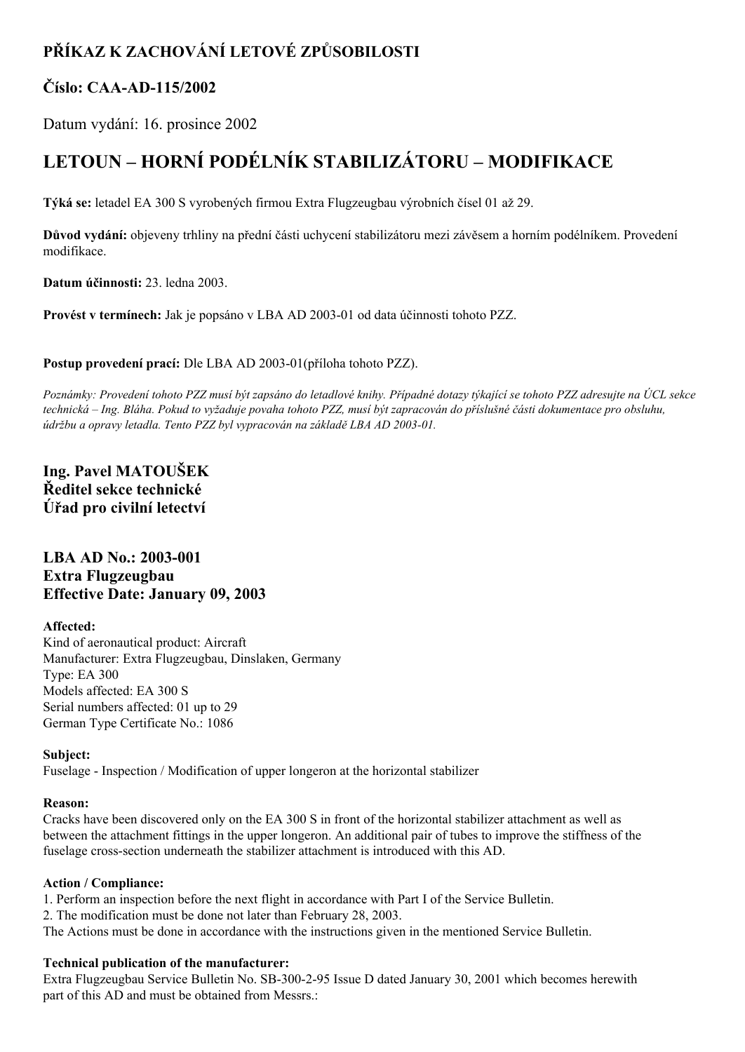## PŘÍKAZ K ZACHOVÁNÍ LETOVÉ ZPŮSOBILOSTI

### Číslo: CAA-AD-115/2002

Datum vydání: 16. prosince 2002

# LETOUN – HORNÍ PODÉLNÍK STABILIZÁTORU – MODIFIKACE

**Týká se:** letadel EA 300 S vyrobených firmou Extra Flugzeugbau výrobních čísel 01 až 29.

**Důvod vydání:** objeveny trhliny na přední části uchycení stabilizátoru mezi závěsem a horním podélníkem. Provedení modifikace.

**Datum účinnosti:** 23. ledna 2003.

**Provést v termínech:** Jak je popsáno v LBA AD 2003-01 od data účinnosti tohoto PZZ.

**Postup provedení prací:** Dle LBA AD 2003-01(příloha tohoto PZZ).

*Poznámky: Provedení tohoto PZZ musí být zapsáno do letadlové knihy. Případné dotazy týkající se tohoto PZZ adresujte na ÚCL sekce technická – Ing. Bláha. Pokud to vyžaduje povaha tohoto PZZ, musí být zapracován do příslušné části dokumentace pro obsluhu, údržbu a opravy letadla. Tento PZZ byl vypracován na základě LBA AD 2003-01.*

**Ing. Pavel MATOUŠEK**
**Ředitel sekce technické**
**Úřad pro civilní letectví**

**LBA AD No.: 2003-001**
**Extra Flugzeugbau**
**Effective Date: January 09, 2003**

**Affected:**
Kind of aeronautical product: Aircraft
Manufacturer: Extra Flugzeugbau, Dinslaken, Germany
Type: EA 300
Models affected: EA 300 S
Serial numbers affected: 01 up to 29
German Type Certificate No.: 1086

**Subject:**
Fuselage - Inspection / Modification of upper longeron at the horizontal stabilizer

**Reason:**
Cracks have been discovered only on the EA 300 S in front of the horizontal stabilizer attachment as well as between the attachment fittings in the upper longeron. An additional pair of tubes to improve the stiffness of the fuselage cross-section underneath the stabilizer attachment is introduced with this AD.

**Action / Compliance:**
1. Perform an inspection before the next flight in accordance with Part I of the Service Bulletin.
2. The modification must be done not later than February 28, 2003.
The Actions must be done in accordance with the instructions given in the mentioned Service Bulletin.

**Technical publication of the manufacturer:**
Extra Flugzeugbau Service Bulletin No. SB-300-2-95 Issue D dated January 30, 2001 which becomes herewith part of this AD and must be obtained from Messrs.: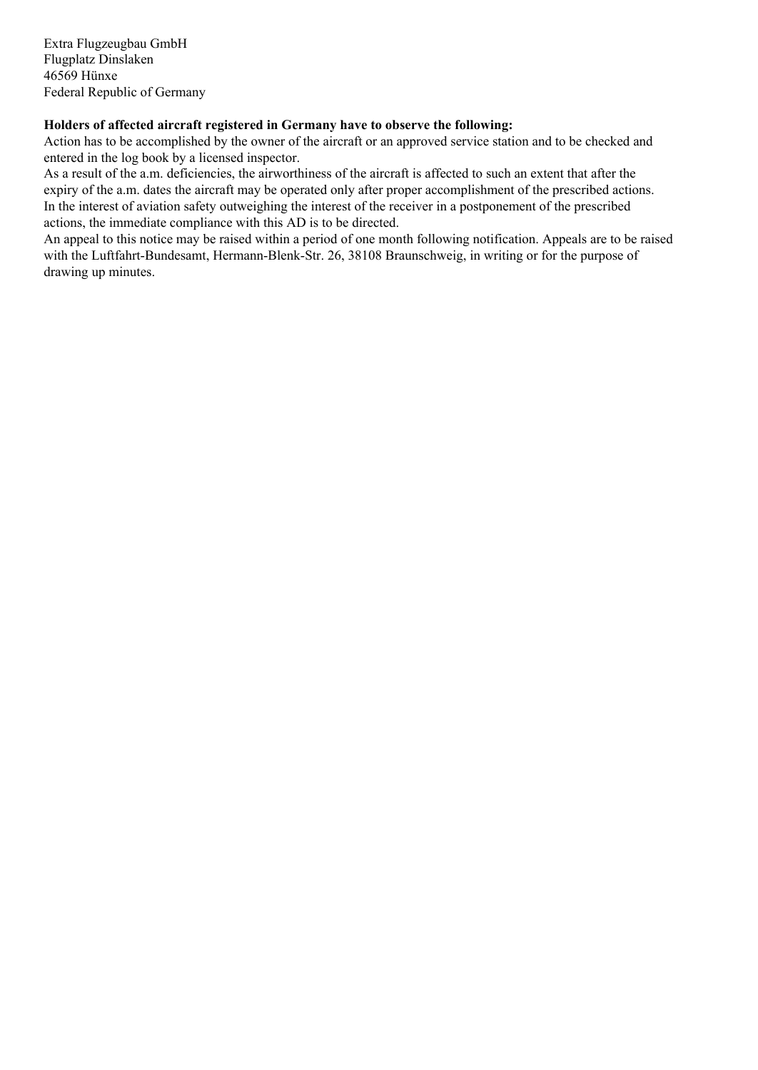Extra Flugzeugbau GmbH
Flugplatz Dinslaken
46569 Hünxe
Federal Republic of Germany

**Holders of affected aircraft registered in Germany have to observe the following:**

Action has to be accomplished by the owner of the aircraft or an approved service station and to be checked and entered in the log book by a licensed inspector.

As a result of the a.m. deficiencies, the airworthiness of the aircraft is affected to such an extent that after the expiry of the a.m. dates the aircraft may be operated only after proper accomplishment of the prescribed actions.

In the interest of aviation safety outweighing the interest of the receiver in a postponement of the prescribed actions, the immediate compliance with this AD is to be directed.

An appeal to this notice may be raised within a period of one month following notification. Appeals are to be raised with the Luftfahrt-Bundesamt, Hermann-Blenk-Str. 26, 38108 Braunschweig, in writing or for the purpose of drawing up minutes.